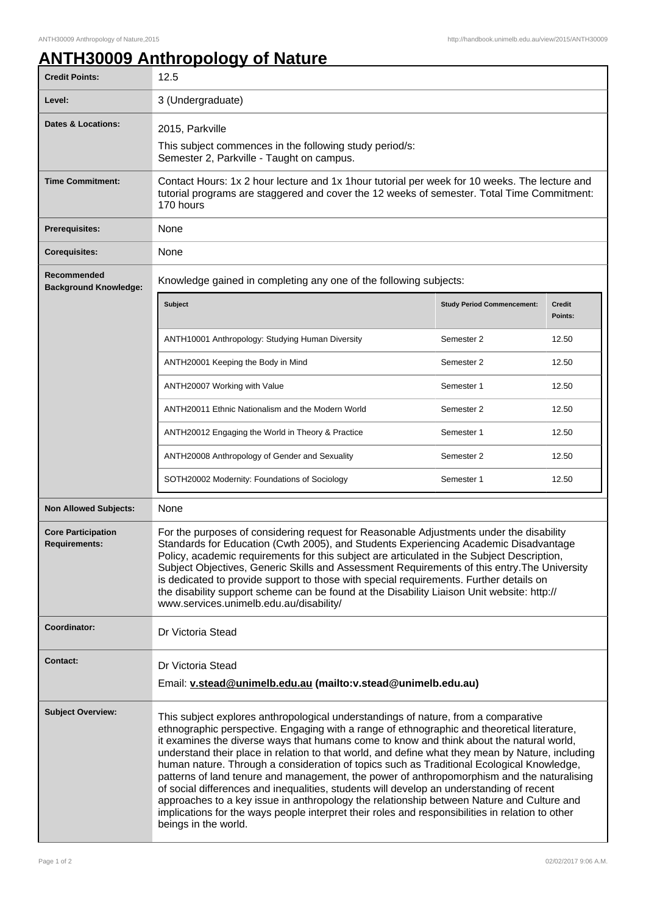# ANTH30009 Anthropology of Nature

| | |
|---|---|
| **Credit Points:** | 12.5 |
| **Level:** | 3 (Undergraduate) |
| **Dates & Locations:** | 2015, Parkville<br>This subject commences in the following study period/s:<br>Semester 2, Parkville - Taught on campus. |
| **Time Commitment:** | Contact Hours: 1x 2 hour lecture and 1x 1hour tutorial per week for 10 weeks. The lecture and tutorial programs are staggered and cover the 12 weeks of semester. Total Time Commitment: 170 hours |
| **Prerequisites:** | None |
| **Corequisites:** | None |
| **Recommended Background Knowledge:** | Knowledge gained in completing any one of the following subjects: |

| Subject | Study Period Commencement: | Credit Points: |
|---|---|---|
| ANTH10001 Anthropology: Studying Human Diversity | Semester 2 | 12.50 |
| ANTH20001 Keeping the Body in Mind | Semester 2 | 12.50 |
| ANTH20007 Working with Value | Semester 1 | 12.50 |
| ANTH20011 Ethnic Nationalism and the Modern World | Semester 2 | 12.50 |
| ANTH20012 Engaging the World in Theory & Practice | Semester 1 | 12.50 |
| ANTH20008 Anthropology of Gender and Sexuality | Semester 2 | 12.50 |
| SOTH20002 Modernity: Foundations of Sociology | Semester 1 | 12.50 |

| | |
|---|---|
| **Non Allowed Subjects:** | None |
| **Core Participation Requirements:** | For the purposes of considering request for Reasonable Adjustments under the disability Standards for Education (Cwth 2005), and Students Experiencing Academic Disadvantage Policy, academic requirements for this subject are articulated in the Subject Description, Subject Objectives, Generic Skills and Assessment Requirements of this entry.The University is dedicated to provide support to those with special requirements. Further details on the disability support scheme can be found at the Disability Liaison Unit website: http://www.services.unimelb.edu.au/disability/ |
| **Coordinator:** | Dr Victoria Stead |
| **Contact:** | Dr Victoria Stead<br>Email: **v.stead@unimelb.edu.au (mailto:v.stead@unimelb.edu.au)** |
| **Subject Overview:** | This subject explores anthropological understandings of nature, from a comparative ethnographic perspective. Engaging with a range of ethnographic and theoretical literature, it examines the diverse ways that humans come to know and think about the natural world, understand their place in relation to that world, and define what they mean by Nature, including human nature. Through a consideration of topics such as Traditional Ecological Knowledge, patterns of land tenure and management, the power of anthropomorphism and the naturalising of social differences and inequalities, students will develop an understanding of recent approaches to a key issue in anthropology the relationship between Nature and Culture and implications for the ways people interpret their roles and responsibilities in relation to other beings in the world. |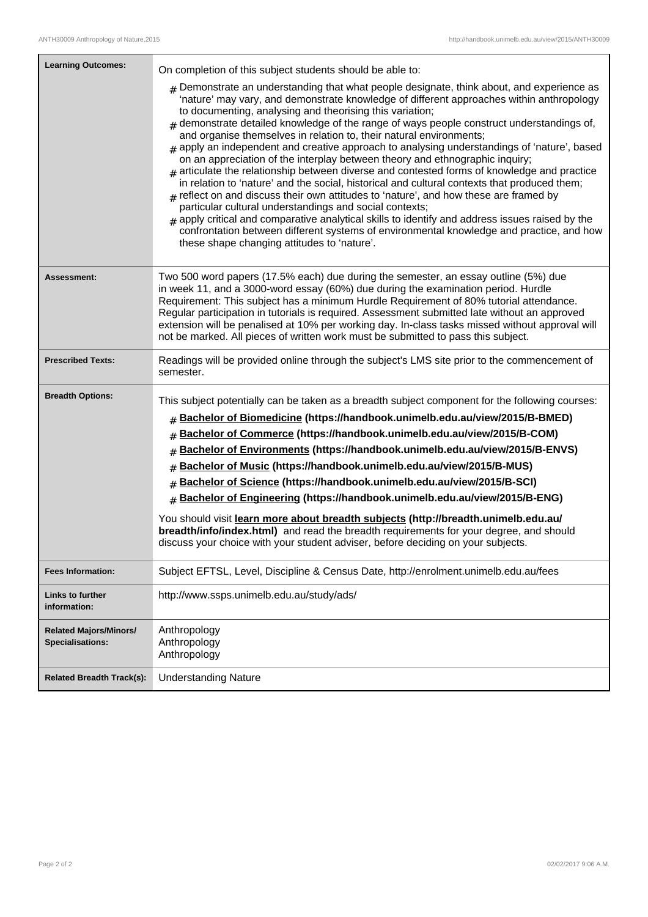| | |
|---|---|
| **Learning Outcomes:** | On completion of this subject students should be able to:<br># Demonstrate an understanding that what people designate, think about, and experience as 'nature' may vary, and demonstrate knowledge of different approaches within anthropology to documenting, analysing and theorising this variation;<br># demonstrate detailed knowledge of the range of ways people construct understandings of, and organise themselves in relation to, their natural environments;<br># apply an independent and creative approach to analysing understandings of 'nature', based on an appreciation of the interplay between theory and ethnographic inquiry;<br># articulate the relationship between diverse and contested forms of knowledge and practice in relation to 'nature' and the social, historical and cultural contexts that produced them;<br># reflect on and discuss their own attitudes to 'nature', and how these are framed by particular cultural understandings and social contexts;<br># apply critical and comparative analytical skills to identify and address issues raised by the confrontation between different systems of environmental knowledge and practice, and how these shape changing attitudes to 'nature'. |
| **Assessment:** | Two 500 word papers (17.5% each) due during the semester, an essay outline (5%) due in week 11, and a 3000-word essay (60%) due during the examination period. Hurdle Requirement: This subject has a minimum Hurdle Requirement of 80% tutorial attendance. Regular participation in tutorials is required. Assessment submitted late without an approved extension will be penalised at 10% per working day. In-class tasks missed without approval will not be marked. All pieces of written work must be submitted to pass this subject. |
| **Prescribed Texts:** | Readings will be provided online through the subject's LMS site prior to the commencement of semester. |
| **Breadth Options:** | This subject potentially can be taken as a breadth subject component for the following courses:<br># **Bachelor of Biomedicine (https://handbook.unimelb.edu.au/view/2015/B-BMED)**<br># **Bachelor of Commerce (https://handbook.unimelb.edu.au/view/2015/B-COM)**<br># **Bachelor of Environments (https://handbook.unimelb.edu.au/view/2015/B-ENVS)**<br># **Bachelor of Music (https://handbook.unimelb.edu.au/view/2015/B-MUS)**<br># **Bachelor of Science (https://handbook.unimelb.edu.au/view/2015/B-SCI)**<br># **Bachelor of Engineering (https://handbook.unimelb.edu.au/view/2015/B-ENG)**<br>You should visit **learn more about breadth subjects (http://breadth.unimelb.edu.au/breadth/info/index.html)** and read the breadth requirements for your degree, and should discuss your choice with your student adviser, before deciding on your subjects. |
| **Fees Information:** | Subject EFTSL, Level, Discipline & Census Date, http://enrolment.unimelb.edu.au/fees |
| **Links to further information:** | http://www.ssps.unimelb.edu.au/study/ads/ |
| **Related Majors/Minors/ Specialisations:** | Anthropology<br>Anthropology<br>Anthropology |
| **Related Breadth Track(s):** | Understanding Nature |